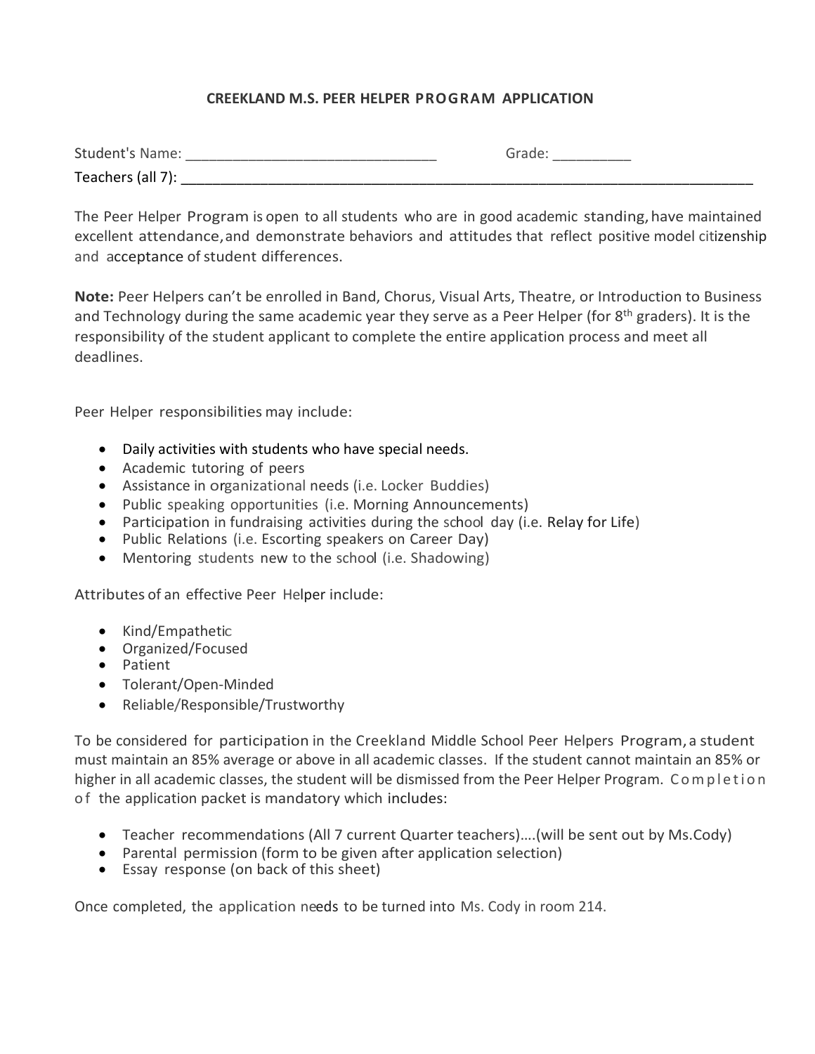# CREEKLAND M.S. PEER HELPER PROGRAM APPLICATION

Student's Name: _______________________________ Grade: _________

Teachers (all 7): ___________________________________________________________________________

The Peer Helper Program is open to all students who are in good academic standing, have maintained excellent attendance, and demonstrate behaviors and attitudes that reflect positive model citizenship and acceptance of student differences.

**Note:** Peer Helpers can't be enrolled in Band, Chorus, Visual Arts, Theatre, or Introduction to Business and Technology during the same academic year they serve as a Peer Helper (for 8th graders). It is the responsibility of the student applicant to complete the entire application process and meet all deadlines.

Peer Helper responsibilities may include:

- Daily activities with students who have special needs.
- Academic tutoring of peers
- Assistance in organizational needs (i.e. Locker Buddies)
- Public speaking opportunities (i.e. Morning Announcements)
- Participation in fundraising activities during the school day (i.e. Relay for Life)
- Public Relations (i.e. Escorting speakers on Career Day)
- Mentoring students new to the school (i.e. Shadowing)

Attributes of an effective Peer Helper include:

- Kind/Empathetic
- Organized/Focused
- Patient
- Tolerant/Open-Minded
- Reliable/Responsible/Trustworthy

To be considered for participation in the Creekland Middle School Peer Helpers Program, a student must maintain an 85% average or above in all academic classes. If the student cannot maintain an 85% or higher in all academic classes, the student will be dismissed from the Peer Helper Program. Completion of the application packet is mandatory which includes:

- Teacher recommendations (All 7 current Quarter teachers)….(will be sent out by Ms.Cody)
- Parental permission (form to be given after application selection)
- Essay response (on back of this sheet)

Once completed, the application needs to be turned into Ms. Cody in room 214.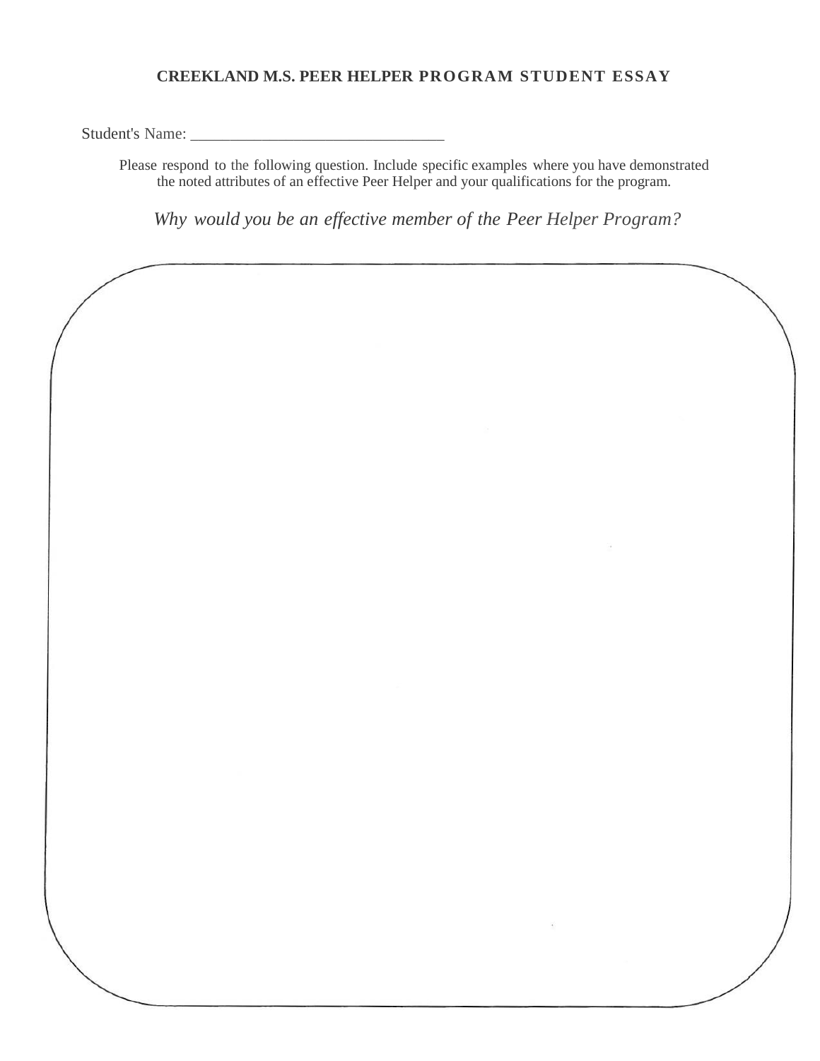**CREEKLAND M.S. PEER HELPER PROGRAM STUDENT ESSAY**

Student's Name: ________________________________

Please respond to the following question. Include specific examples where you have demonstrated the noted attributes of an effective Peer Helper and your qualifications for the program.

*Why would you be an effective member of the Peer Helper Program?*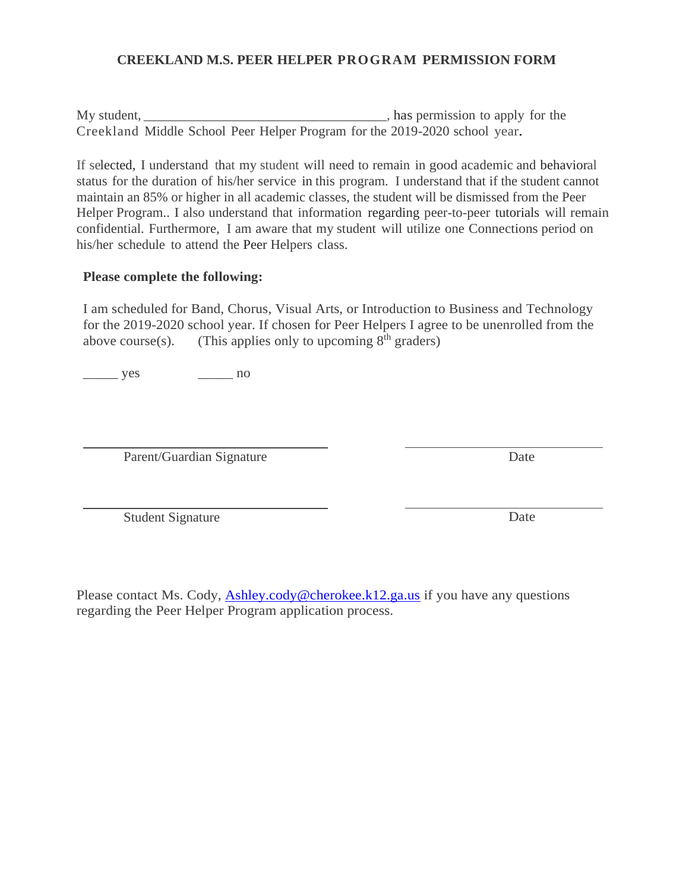## CREEKLAND M.S. PEER HELPER PROGRAM PERMISSION FORM

My student, ___________________________________, has permission to apply for the Creekland Middle School Peer Helper Program for the 2019-2020 school year.

If selected, I understand that my student will need to remain in good academic and behavioral status for the duration of his/her service in this program. I understand that if the student cannot maintain an 85% or higher in all academic classes, the student will be dismissed from the Peer Helper Program.. I also understand that information regarding peer-to-peer tutorials will remain confidential. Furthermore, I am aware that my student will utilize one Connections period on his/her schedule to attend the Peer Helpers class.

**Please complete the following:**

I am scheduled for Band, Chorus, Visual Arts, or Introduction to Business and Technology for the 2019-2020 school year. If chosen for Peer Helpers I agree to be unenrolled from the above course(s). (This applies only to upcoming 8th graders)

_____ yes _____ no

\_\_\_\_\_\_\_\_\_\_\_\_\_\_\_\_\_\_\_\_\_\_\_\_\_\_\_\_\_\_\_\_\_\_ \_\_\_\_\_\_\_\_\_\_\_\_\_\_\_\_\_\_\_\_\_\_\_\_

Parent/Guardian Signature Date

\_\_\_\_\_\_\_\_\_\_\_\_\_\_\_\_\_\_\_\_\_\_\_\_\_\_\_\_\_\_\_\_\_\_ \_\_\_\_\_\_\_\_\_\_\_\_\_\_\_\_\_\_\_\_\_\_\_\_

Student Signature Date

Please contact Ms. Cody, Ashley.cody@cherokee.k12.ga.us if you have any questions regarding the Peer Helper Program application process.